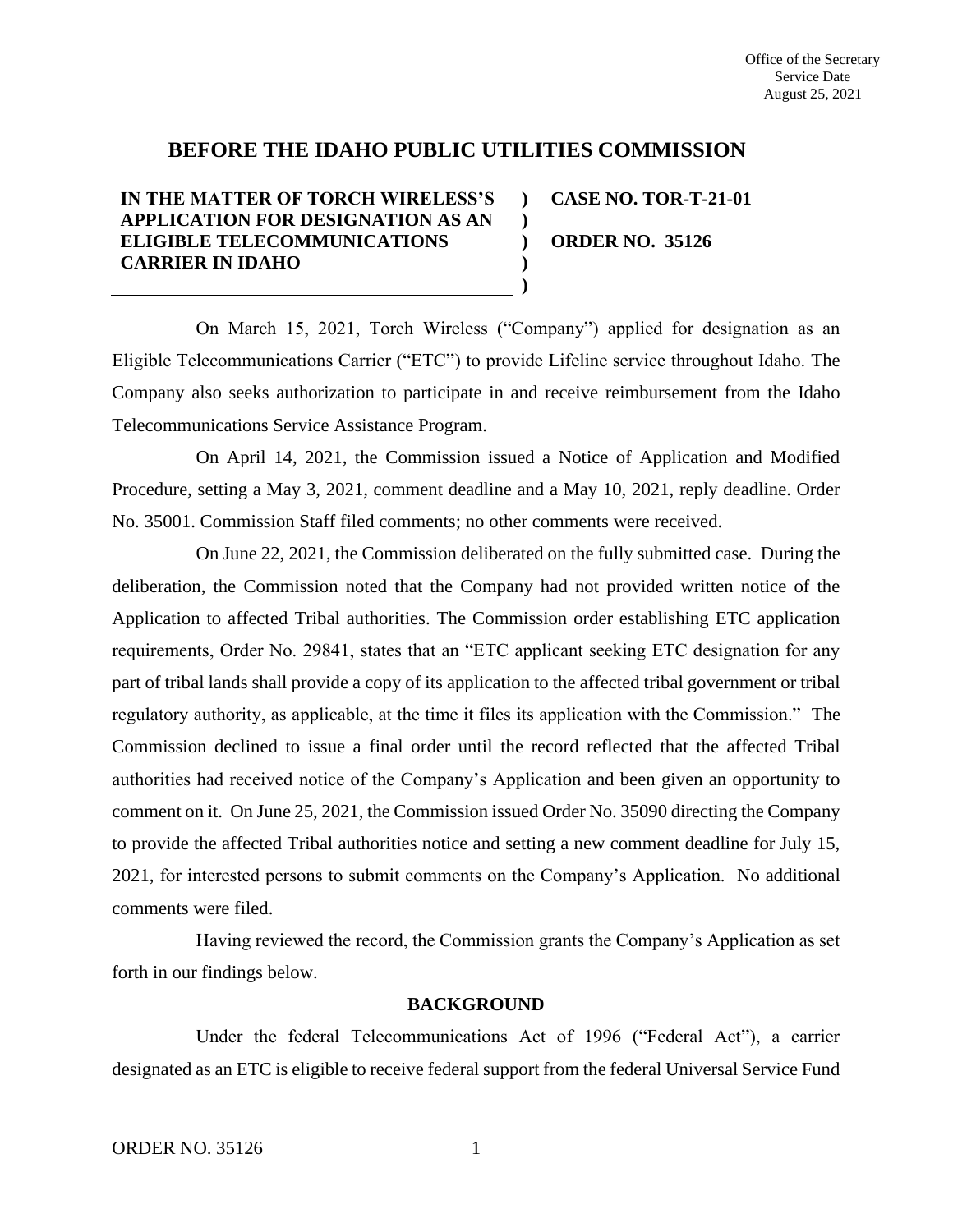Office of the Secretary
Service Date
August 25, 2021

# BEFORE THE IDAHO PUBLIC UTILITIES COMMISSION

| | | |
|---|---|---|
| **IN THE MATTER OF TORCH WIRELESS'S APPLICATION FOR DESIGNATION AS AN ELIGIBLE TELECOMMUNICATIONS CARRIER IN IDAHO** | **)** | **CASE NO. TOR-T-21-01** |
| | **)** | **ORDER NO. 35126** |

On March 15, 2021, Torch Wireless ("Company") applied for designation as an Eligible Telecommunications Carrier ("ETC") to provide Lifeline service throughout Idaho. The Company also seeks authorization to participate in and receive reimbursement from the Idaho Telecommunications Service Assistance Program.

On April 14, 2021, the Commission issued a Notice of Application and Modified Procedure, setting a May 3, 2021, comment deadline and a May 10, 2021, reply deadline. Order No. 35001. Commission Staff filed comments; no other comments were received.

On June 22, 2021, the Commission deliberated on the fully submitted case. During the deliberation, the Commission noted that the Company had not provided written notice of the Application to affected Tribal authorities. The Commission order establishing ETC application requirements, Order No. 29841, states that an "ETC applicant seeking ETC designation for any part of tribal lands shall provide a copy of its application to the affected tribal government or tribal regulatory authority, as applicable, at the time it files its application with the Commission." The Commission declined to issue a final order until the record reflected that the affected Tribal authorities had received notice of the Company's Application and been given an opportunity to comment on it. On June 25, 2021, the Commission issued Order No. 35090 directing the Company to provide the affected Tribal authorities notice and setting a new comment deadline for July 15, 2021, for interested persons to submit comments on the Company's Application. No additional comments were filed.

Having reviewed the record, the Commission grants the Company's Application as set forth in our findings below.

## BACKGROUND

Under the federal Telecommunications Act of 1996 ("Federal Act"), a carrier designated as an ETC is eligible to receive federal support from the federal Universal Service Fund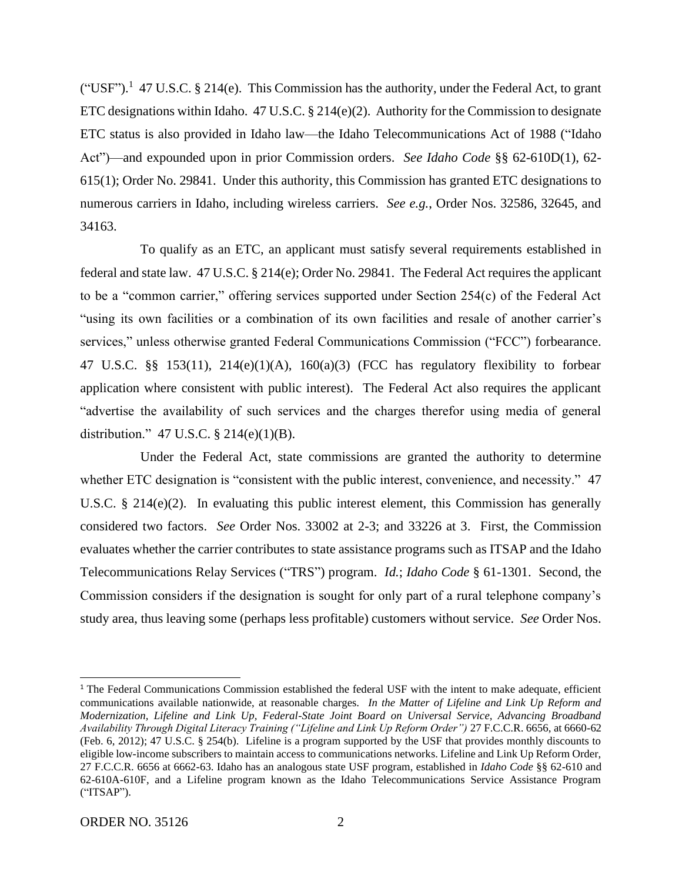("USF").[1] 47 U.S.C. § 214(e). This Commission has the authority, under the Federal Act, to grant ETC designations within Idaho. 47 U.S.C. § 214(e)(2). Authority for the Commission to designate ETC status is also provided in Idaho law—the Idaho Telecommunications Act of 1988 ("Idaho Act")—and expounded upon in prior Commission orders. *See Idaho Code* §§ 62-610D(1), 62-615(1); Order No. 29841. Under this authority, this Commission has granted ETC designations to numerous carriers in Idaho, including wireless carriers. *See e.g.*, Order Nos. 32586, 32645, and 34163.

To qualify as an ETC, an applicant must satisfy several requirements established in federal and state law. 47 U.S.C. § 214(e); Order No. 29841. The Federal Act requires the applicant to be a "common carrier," offering services supported under Section 254(c) of the Federal Act "using its own facilities or a combination of its own facilities and resale of another carrier's services," unless otherwise granted Federal Communications Commission ("FCC") forbearance. 47 U.S.C. §§ 153(11), 214(e)(1)(A), 160(a)(3) (FCC has regulatory flexibility to forbear application where consistent with public interest). The Federal Act also requires the applicant "advertise the availability of such services and the charges therefor using media of general distribution." 47 U.S.C. § 214(e)(1)(B).

Under the Federal Act, state commissions are granted the authority to determine whether ETC designation is "consistent with the public interest, convenience, and necessity." 47 U.S.C. § 214(e)(2). In evaluating this public interest element, this Commission has generally considered two factors. *See* Order Nos. 33002 at 2-3; and 33226 at 3. First, the Commission evaluates whether the carrier contributes to state assistance programs such as ITSAP and the Idaho Telecommunications Relay Services ("TRS") program. *Id.*; *Idaho Code* § 61-1301. Second, the Commission considers if the designation is sought for only part of a rural telephone company's study area, thus leaving some (perhaps less profitable) customers without service. *See* Order Nos.

---

[1] The Federal Communications Commission established the federal USF with the intent to make adequate, efficient communications available nationwide, at reasonable charges. *In the Matter of Lifeline and Link Up Reform and Modernization, Lifeline and Link Up, Federal-State Joint Board on Universal Service, Advancing Broadband Availability Through Digital Literacy Training ("Lifeline and Link Up Reform Order")* 27 F.C.C.R. 6656, at 6660-62 (Feb. 6, 2012); 47 U.S.C. § 254(b). Lifeline is a program supported by the USF that provides monthly discounts to eligible low-income subscribers to maintain access to communications networks. Lifeline and Link Up Reform Order, 27 F.C.C.R. 6656 at 6662-63. Idaho has an analogous state USF program, established in *Idaho Code* §§ 62-610 and 62-610A-610F, and a Lifeline program known as the Idaho Telecommunications Service Assistance Program ("ITSAP").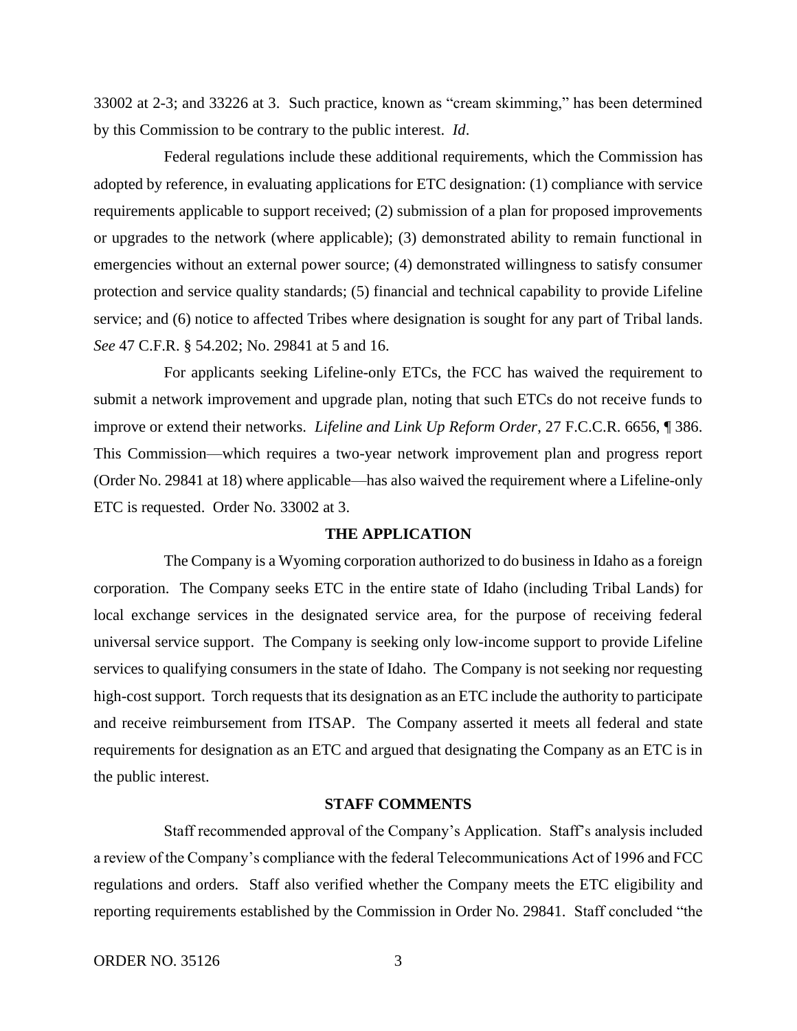33002 at 2-3; and 33226 at 3. Such practice, known as "cream skimming," has been determined by this Commission to be contrary to the public interest. *Id*.

Federal regulations include these additional requirements, which the Commission has adopted by reference, in evaluating applications for ETC designation: (1) compliance with service requirements applicable to support received; (2) submission of a plan for proposed improvements or upgrades to the network (where applicable); (3) demonstrated ability to remain functional in emergencies without an external power source; (4) demonstrated willingness to satisfy consumer protection and service quality standards; (5) financial and technical capability to provide Lifeline service; and (6) notice to affected Tribes where designation is sought for any part of Tribal lands. *See* 47 C.F.R. § 54.202; No. 29841 at 5 and 16.

For applicants seeking Lifeline-only ETCs, the FCC has waived the requirement to submit a network improvement and upgrade plan, noting that such ETCs do not receive funds to improve or extend their networks. *Lifeline and Link Up Reform Order*, 27 F.C.C.R. 6656, ¶ 386. This Commission—which requires a two-year network improvement plan and progress report (Order No. 29841 at 18) where applicable—has also waived the requirement where a Lifeline-only ETC is requested. Order No. 33002 at 3.

## THE APPLICATION

The Company is a Wyoming corporation authorized to do business in Idaho as a foreign corporation. The Company seeks ETC in the entire state of Idaho (including Tribal Lands) for local exchange services in the designated service area, for the purpose of receiving federal universal service support. The Company is seeking only low-income support to provide Lifeline services to qualifying consumers in the state of Idaho. The Company is not seeking nor requesting high-cost support. Torch requests that its designation as an ETC include the authority to participate and receive reimbursement from ITSAP. The Company asserted it meets all federal and state requirements for designation as an ETC and argued that designating the Company as an ETC is in the public interest.

## STAFF COMMENTS

Staff recommended approval of the Company's Application. Staff's analysis included a review of the Company's compliance with the federal Telecommunications Act of 1996 and FCC regulations and orders. Staff also verified whether the Company meets the ETC eligibility and reporting requirements established by the Commission in Order No. 29841. Staff concluded "the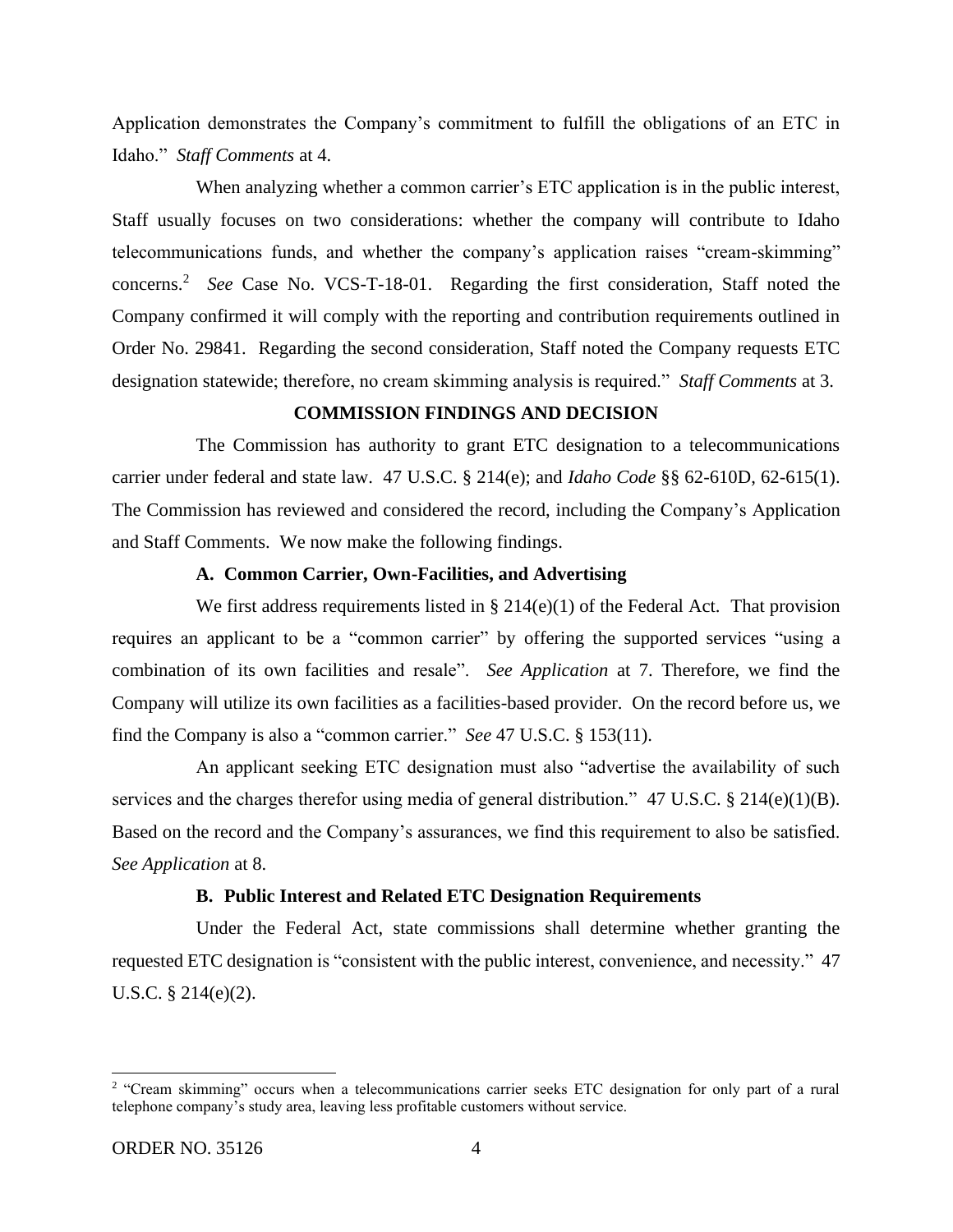Application demonstrates the Company's commitment to fulfill the obligations of an ETC in Idaho." *Staff Comments* at 4.

When analyzing whether a common carrier's ETC application is in the public interest, Staff usually focuses on two considerations: whether the company will contribute to Idaho telecommunications funds, and whether the company's application raises "cream-skimming" concerns.[2] *See* Case No. VCS-T-18-01. Regarding the first consideration, Staff noted the Company confirmed it will comply with the reporting and contribution requirements outlined in Order No. 29841. Regarding the second consideration, Staff noted the Company requests ETC designation statewide; therefore, no cream skimming analysis is required." *Staff Comments* at 3.

## COMMISSION FINDINGS AND DECISION

The Commission has authority to grant ETC designation to a telecommunications carrier under federal and state law. 47 U.S.C. § 214(e); and *Idaho Code* §§ 62-610D, 62-615(1). The Commission has reviewed and considered the record, including the Company's Application and Staff Comments. We now make the following findings.

### A. Common Carrier, Own-Facilities, and Advertising

We first address requirements listed in § 214(e)(1) of the Federal Act. That provision requires an applicant to be a "common carrier" by offering the supported services "using a combination of its own facilities and resale". *See Application* at 7. Therefore, we find the Company will utilize its own facilities as a facilities-based provider. On the record before us, we find the Company is also a "common carrier." *See* 47 U.S.C. § 153(11).

An applicant seeking ETC designation must also "advertise the availability of such services and the charges therefor using media of general distribution." 47 U.S.C. § 214(e)(1)(B). Based on the record and the Company's assurances, we find this requirement to also be satisfied. *See Application* at 8.

### B. Public Interest and Related ETC Designation Requirements

Under the Federal Act, state commissions shall determine whether granting the requested ETC designation is "consistent with the public interest, convenience, and necessity." 47 U.S.C. § 214(e)(2).

---

[2] "Cream skimming" occurs when a telecommunications carrier seeks ETC designation for only part of a rural telephone company's study area, leaving less profitable customers without service.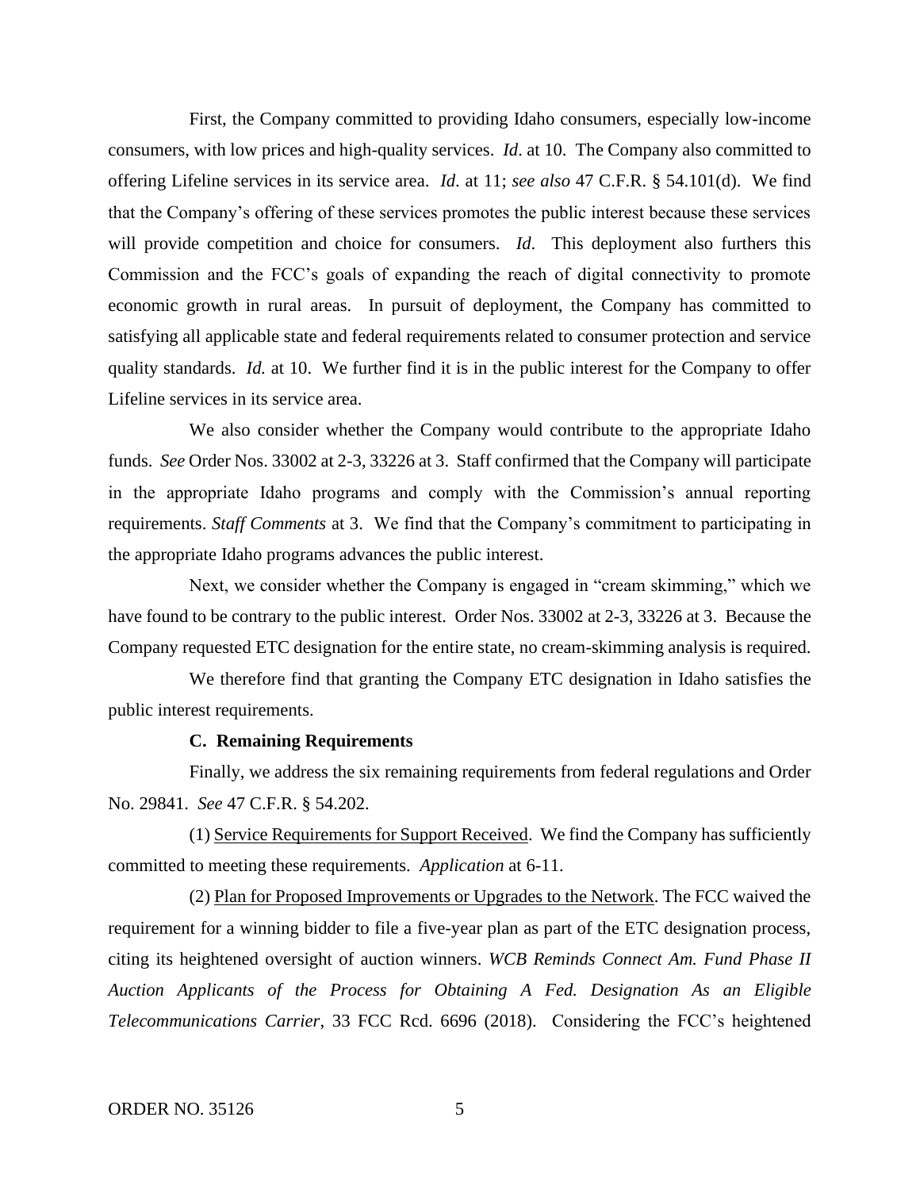First, the Company committed to providing Idaho consumers, especially low-income consumers, with low prices and high-quality services. *Id*. at 10. The Company also committed to offering Lifeline services in its service area. *Id*. at 11; *see also* 47 C.F.R. § 54.101(d). We find that the Company's offering of these services promotes the public interest because these services will provide competition and choice for consumers. *Id*. This deployment also furthers this Commission and the FCC's goals of expanding the reach of digital connectivity to promote economic growth in rural areas. In pursuit of deployment, the Company has committed to satisfying all applicable state and federal requirements related to consumer protection and service quality standards. *Id.* at 10. We further find it is in the public interest for the Company to offer Lifeline services in its service area.

We also consider whether the Company would contribute to the appropriate Idaho funds. *See* Order Nos. 33002 at 2-3, 33226 at 3. Staff confirmed that the Company will participate in the appropriate Idaho programs and comply with the Commission's annual reporting requirements. *Staff Comments* at 3. We find that the Company's commitment to participating in the appropriate Idaho programs advances the public interest.

Next, we consider whether the Company is engaged in "cream skimming," which we have found to be contrary to the public interest. Order Nos. 33002 at 2-3, 33226 at 3. Because the Company requested ETC designation for the entire state, no cream-skimming analysis is required.

We therefore find that granting the Company ETC designation in Idaho satisfies the public interest requirements.

### C. Remaining Requirements

Finally, we address the six remaining requirements from federal regulations and Order No. 29841. *See* 47 C.F.R. § 54.202.

(1) Service Requirements for Support Received. We find the Company has sufficiently committed to meeting these requirements. *Application* at 6-11.

(2) Plan for Proposed Improvements or Upgrades to the Network. The FCC waived the requirement for a winning bidder to file a five-year plan as part of the ETC designation process, citing its heightened oversight of auction winners. *WCB Reminds Connect Am. Fund Phase II Auction Applicants of the Process for Obtaining A Fed. Designation As an Eligible Telecommunications Carrier*, 33 FCC Rcd. 6696 (2018). Considering the FCC's heightened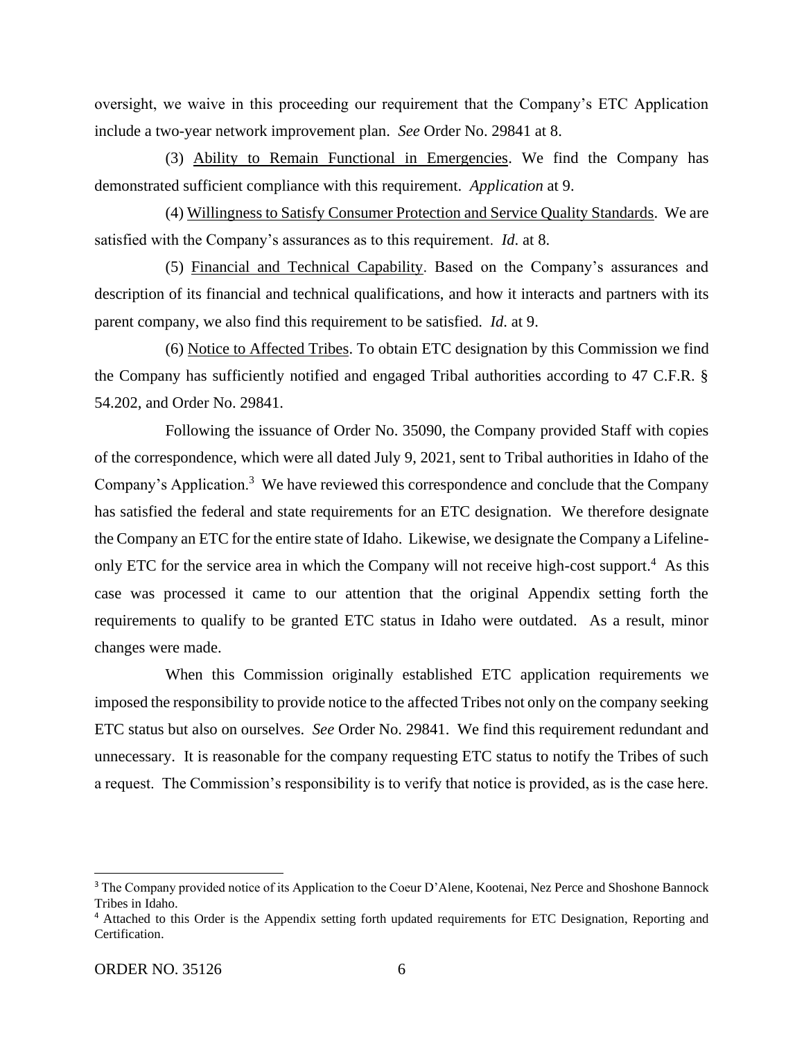oversight, we waive in this proceeding our requirement that the Company's ETC Application include a two-year network improvement plan. *See* Order No. 29841 at 8.

(3) Ability to Remain Functional in Emergencies. We find the Company has demonstrated sufficient compliance with this requirement. *Application* at 9.

(4) Willingness to Satisfy Consumer Protection and Service Quality Standards. We are satisfied with the Company's assurances as to this requirement. *Id.* at 8.

(5) Financial and Technical Capability. Based on the Company's assurances and description of its financial and technical qualifications, and how it interacts and partners with its parent company, we also find this requirement to be satisfied. *Id.* at 9.

(6) Notice to Affected Tribes. To obtain ETC designation by this Commission we find the Company has sufficiently notified and engaged Tribal authorities according to 47 C.F.R. § 54.202, and Order No. 29841.

Following the issuance of Order No. 35090, the Company provided Staff with copies of the correspondence, which were all dated July 9, 2021, sent to Tribal authorities in Idaho of the Company's Application.[3] We have reviewed this correspondence and conclude that the Company has satisfied the federal and state requirements for an ETC designation. We therefore designate the Company an ETC for the entire state of Idaho. Likewise, we designate the Company a Lifeline-only ETC for the service area in which the Company will not receive high-cost support.[4] As this case was processed it came to our attention that the original Appendix setting forth the requirements to qualify to be granted ETC status in Idaho were outdated. As a result, minor changes were made.

When this Commission originally established ETC application requirements we imposed the responsibility to provide notice to the affected Tribes not only on the company seeking ETC status but also on ourselves. *See* Order No. 29841. We find this requirement redundant and unnecessary. It is reasonable for the company requesting ETC status to notify the Tribes of such a request. The Commission's responsibility is to verify that notice is provided, as is the case here.

---

[3] The Company provided notice of its Application to the Coeur D'Alene, Kootenai, Nez Perce and Shoshone Bannock Tribes in Idaho.

[4] Attached to this Order is the Appendix setting forth updated requirements for ETC Designation, Reporting and Certification.

ORDER NO. 35126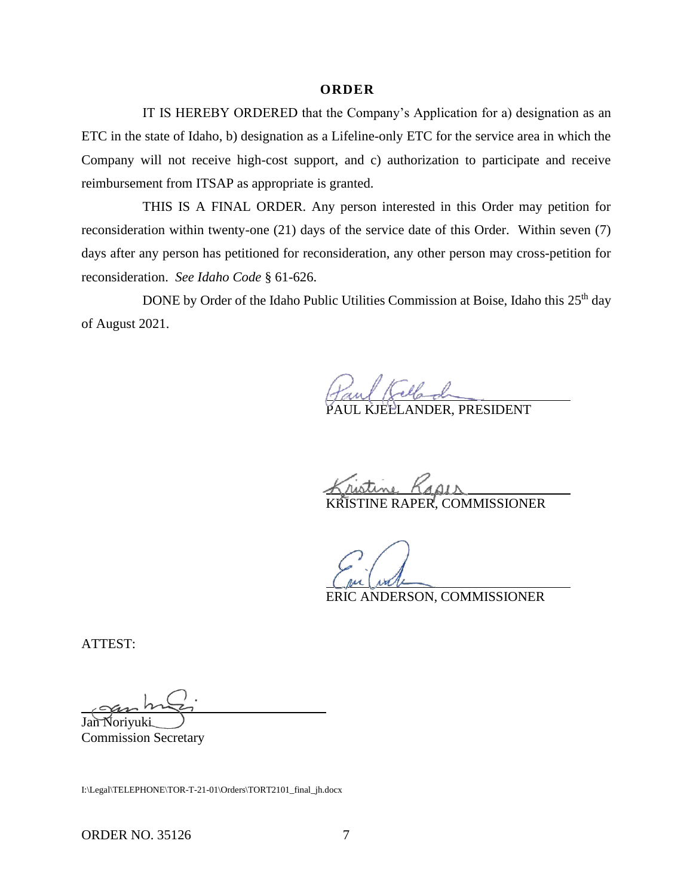## ORDER

IT IS HEREBY ORDERED that the Company's Application for a) designation as an ETC in the state of Idaho, b) designation as a Lifeline-only ETC for the service area in which the Company will not receive high-cost support, and c) authorization to participate and receive reimbursement from ITSAP as appropriate is granted.

THIS IS A FINAL ORDER. Any person interested in this Order may petition for reconsideration within twenty-one (21) days of the service date of this Order. Within seven (7) days after any person has petitioned for reconsideration, any other person may cross-petition for reconsideration. *See Idaho Code* § 61-626.

DONE by Order of the Idaho Public Utilities Commission at Boise, Idaho this 25th day of August 2021.

PAUL KJELLANDER, PRESIDENT

KRISTINE RAPER, COMMISSIONER

ERIC ANDERSON, COMMISSIONER

ATTEST:

Jan Noriyuki
Commission Secretary

I:\Legal\TELEPHONE\TOR-T-21-01\Orders\TORT2101_final_jh.docx

ORDER NO. 35126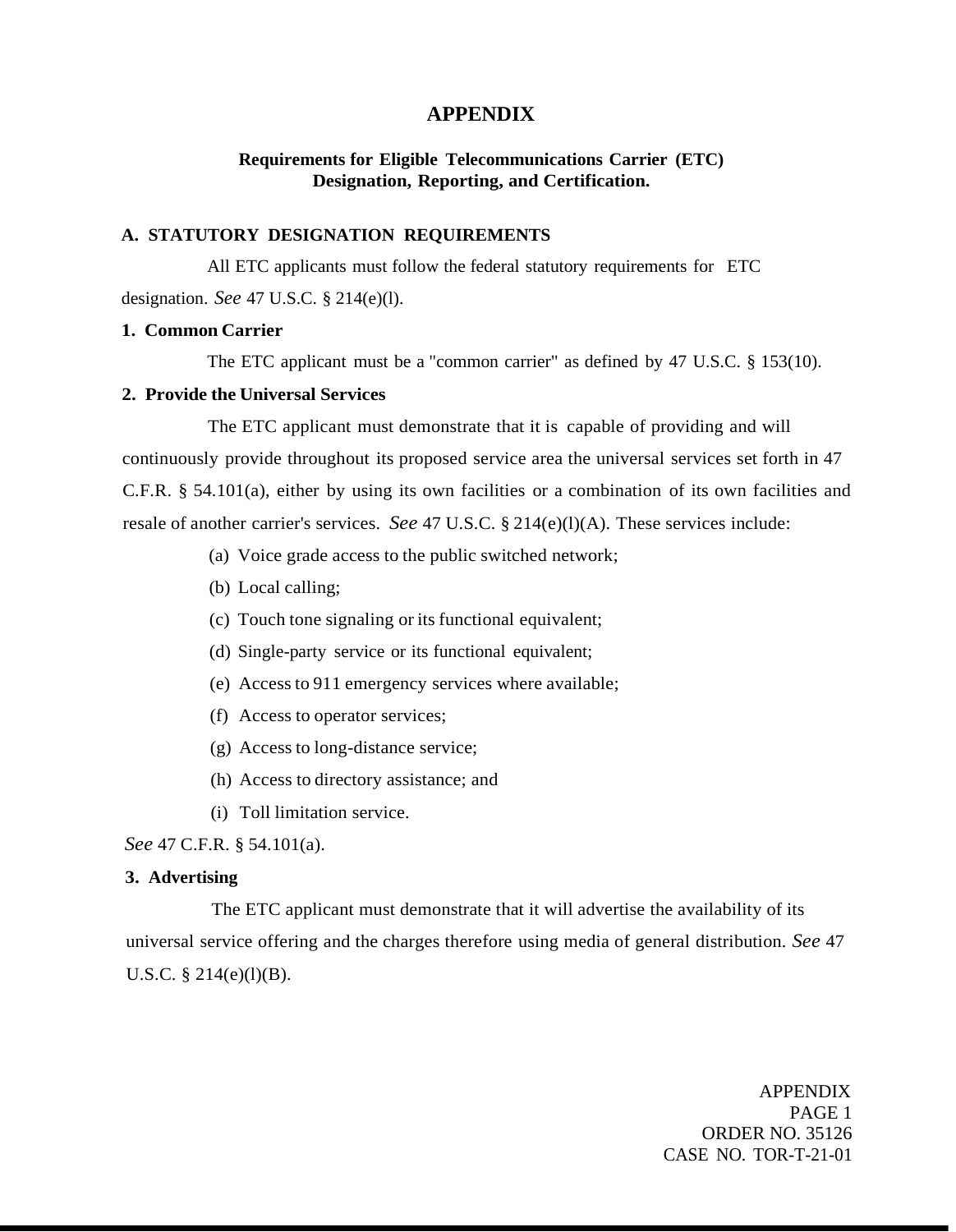# APPENDIX

## Requirements for Eligible Telecommunications Carrier (ETC) Designation, Reporting, and Certification.

### A. STATUTORY DESIGNATION REQUIREMENTS

All ETC applicants must follow the federal statutory requirements for ETC designation. *See* 47 U.S.C. § 214(e)(l).

**1. Common Carrier**

The ETC applicant must be a "common carrier" as defined by 47 U.S.C. § 153(10).

**2. Provide the Universal Services**

The ETC applicant must demonstrate that it is capable of providing and will continuously provide throughout its proposed service area the universal services set forth in 47 C.F.R. § 54.101(a), either by using its own facilities or a combination of its own facilities and resale of another carrier's services. *See* 47 U.S.C. § 214(e)(l)(A). These services include:

(a) Voice grade access to the public switched network;

(b) Local calling;

(c) Touch tone signaling or its functional equivalent;

(d) Single-party service or its functional equivalent;

(e) Access to 911 emergency services where available;

(f) Access to operator services;

(g) Access to long-distance service;

(h) Access to directory assistance; and

(i) Toll limitation service.

*See* 47 C.F.R. § 54.101(a).

**3. Advertising**

The ETC applicant must demonstrate that it will advertise the availability of its universal service offering and the charges therefore using media of general distribution. *See* 47 U.S.C. § 214(e)(l)(B).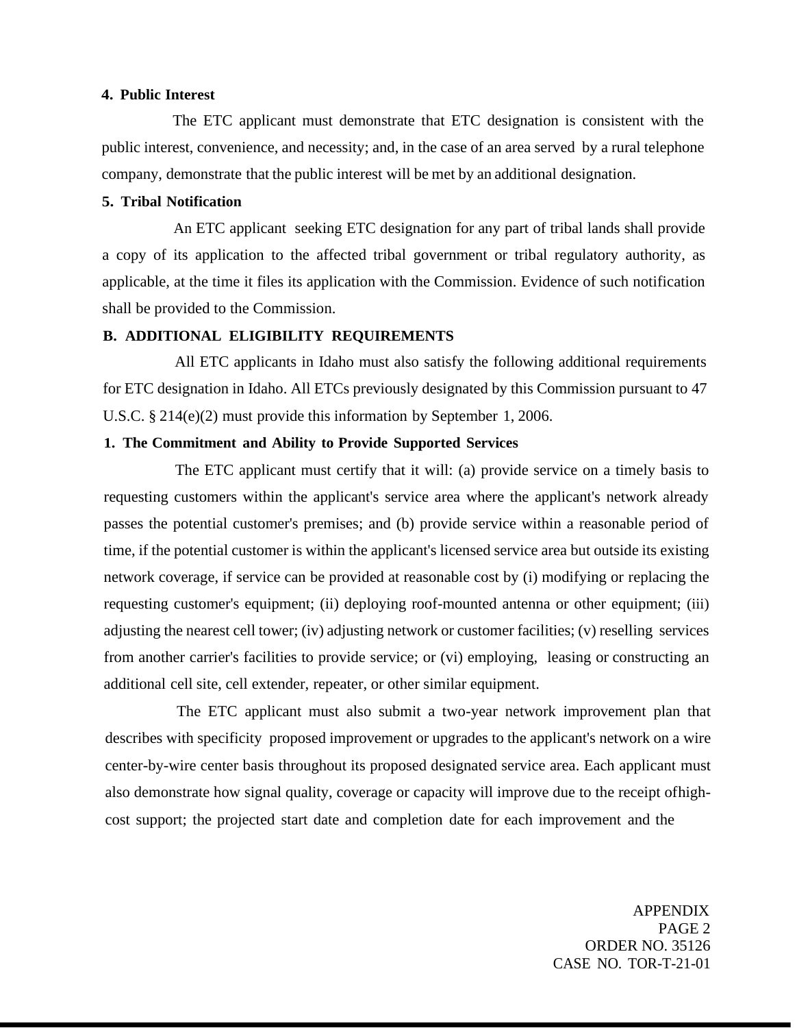**4. Public Interest**

The ETC applicant must demonstrate that ETC designation is consistent with the public interest, convenience, and necessity; and, in the case of an area served by a rural telephone company, demonstrate that the public interest will be met by an additional designation.

**5. Tribal Notification**

An ETC applicant seeking ETC designation for any part of tribal lands shall provide a copy of its application to the affected tribal government or tribal regulatory authority, as applicable, at the time it files its application with the Commission. Evidence of such notification shall be provided to the Commission.

**B. ADDITIONAL ELIGIBILITY REQUIREMENTS**

All ETC applicants in Idaho must also satisfy the following additional requirements for ETC designation in Idaho. All ETCs previously designated by this Commission pursuant to 47 U.S.C. § 214(e)(2) must provide this information by September 1, 2006.

**1. The Commitment and Ability to Provide Supported Services**

The ETC applicant must certify that it will: (a) provide service on a timely basis to requesting customers within the applicant's service area where the applicant's network already passes the potential customer's premises; and (b) provide service within a reasonable period of time, if the potential customer is within the applicant's licensed service area but outside its existing network coverage, if service can be provided at reasonable cost by (i) modifying or replacing the requesting customer's equipment; (ii) deploying roof-mounted antenna or other equipment; (iii) adjusting the nearest cell tower; (iv) adjusting network or customer facilities; (v) reselling services from another carrier's facilities to provide service; or (vi) employing, leasing or constructing an additional cell site, cell extender, repeater, or other similar equipment.

The ETC applicant must also submit a two-year network improvement plan that describes with specificity proposed improvement or upgrades to the applicant's network on a wire center-by-wire center basis throughout its proposed designated service area. Each applicant must also demonstrate how signal quality, coverage or capacity will improve due to the receipt ofhigh-cost support; the projected start date and completion date for each improvement and the

APPENDIX
PAGE 2
ORDER NO. 35126
CASE NO. TOR-T-21-01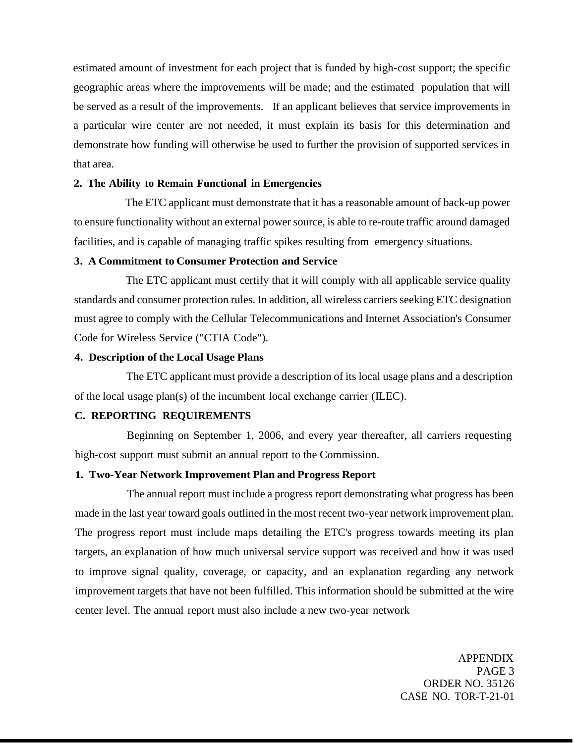estimated amount of investment for each project that is funded by high-cost support; the specific geographic areas where the improvements will be made; and the estimated population that will be served as a result of the improvements. If an applicant believes that service improvements in a particular wire center are not needed, it must explain its basis for this determination and demonstrate how funding will otherwise be used to further the provision of supported services in that area.

**2. The Ability to Remain Functional in Emergencies**

The ETC applicant must demonstrate that it has a reasonable amount of back-up power to ensure functionality without an external power source, is able to re-route traffic around damaged facilities, and is capable of managing traffic spikes resulting from emergency situations.

**3. A Commitment to Consumer Protection and Service**

The ETC applicant must certify that it will comply with all applicable service quality standards and consumer protection rules. In addition, all wireless carriers seeking ETC designation must agree to comply with the Cellular Telecommunications and Internet Association's Consumer Code for Wireless Service ("CTIA Code").

**4. Description of the Local Usage Plans**

The ETC applicant must provide a description of its local usage plans and a description of the local usage plan(s) of the incumbent local exchange carrier (ILEC).

**C. REPORTING REQUIREMENTS**

Beginning on September 1, 2006, and every year thereafter, all carriers requesting high-cost support must submit an annual report to the Commission.

**1. Two-Year Network Improvement Plan and Progress Report**

The annual report must include a progress report demonstrating what progress has been made in the last year toward goals outlined in the most recent two-year network improvement plan. The progress report must include maps detailing the ETC's progress towards meeting its plan targets, an explanation of how much universal service support was received and how it was used to improve signal quality, coverage, or capacity, and an explanation regarding any network improvement targets that have not been fulfilled. This information should be submitted at the wire center level. The annual report must also include a new two-year network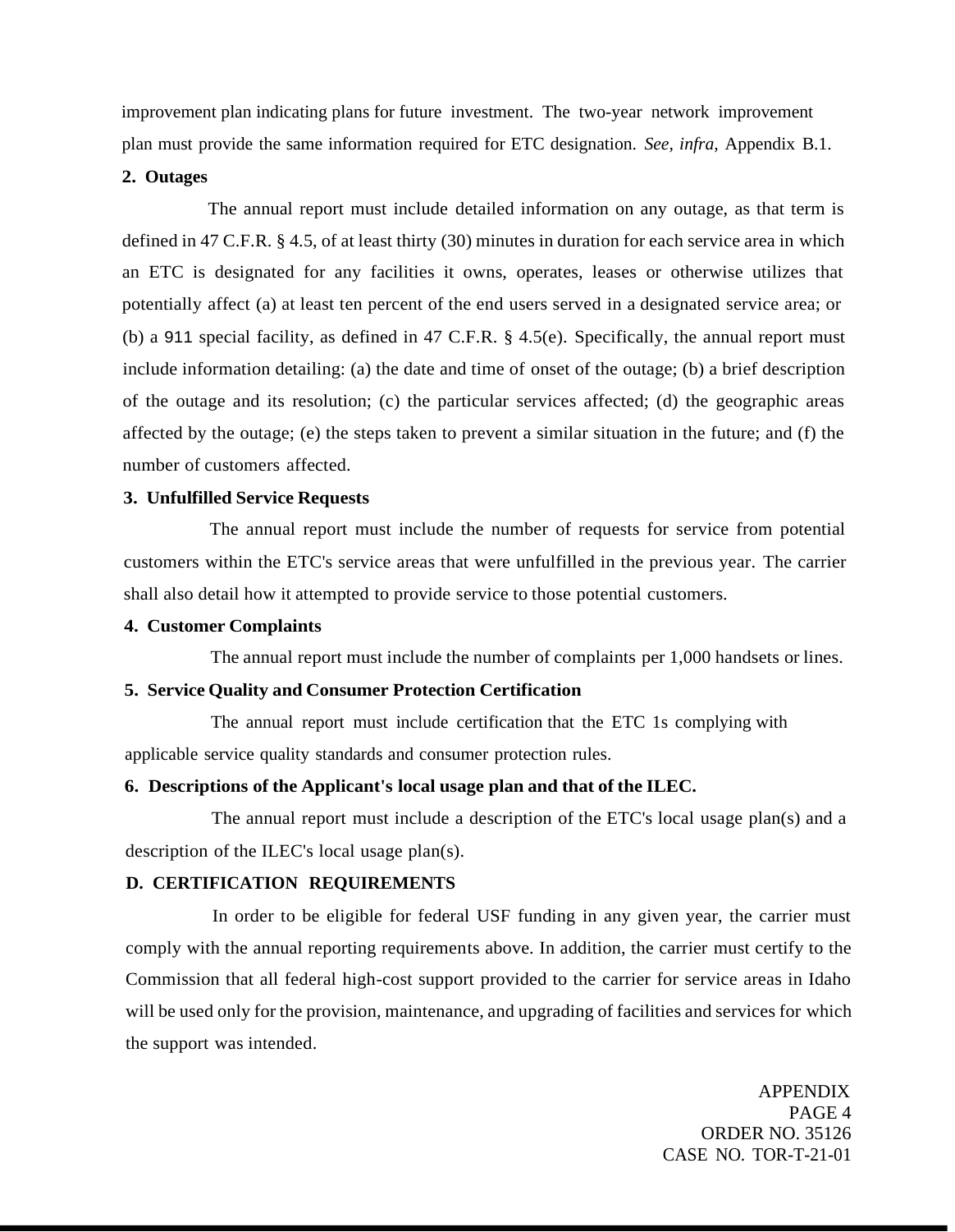improvement plan indicating plans for future investment. The two-year network improvement plan must provide the same information required for ETC designation. *See, infra,* Appendix B.1.

**2. Outages**

The annual report must include detailed information on any outage, as that term is defined in 47 C.F.R. § 4.5, of at least thirty (30) minutes in duration for each service area in which an ETC is designated for any facilities it owns, operates, leases or otherwise utilizes that potentially affect (a) at least ten percent of the end users served in a designated service area; or (b) a 911 special facility, as defined in 47 C.F.R. § 4.5(e). Specifically, the annual report must include information detailing: (a) the date and time of onset of the outage; (b) a brief description of the outage and its resolution; (c) the particular services affected; (d) the geographic areas affected by the outage; (e) the steps taken to prevent a similar situation in the future; and (f) the number of customers affected.

**3. Unfulfilled Service Requests**

The annual report must include the number of requests for service from potential customers within the ETC's service areas that were unfulfilled in the previous year. The carrier shall also detail how it attempted to provide service to those potential customers.

**4. Customer Complaints**

The annual report must include the number of complaints per 1,000 handsets or lines.

**5. Service Quality and Consumer Protection Certification**

The annual report must include certification that the ETC 1s complying with applicable service quality standards and consumer protection rules.

**6. Descriptions of the Applicant's local usage plan and that of the ILEC.**

The annual report must include a description of the ETC's local usage plan(s) and a description of the ILEC's local usage plan(s).

**D. CERTIFICATION REQUIREMENTS**

In order to be eligible for federal USF funding in any given year, the carrier must comply with the annual reporting requirements above. In addition, the carrier must certify to the Commission that all federal high-cost support provided to the carrier for service areas in Idaho will be used only for the provision, maintenance, and upgrading of facilities and services for which the support was intended.

APPENDIX
PAGE 4
ORDER NO. 35126
CASE NO. TOR-T-21-01